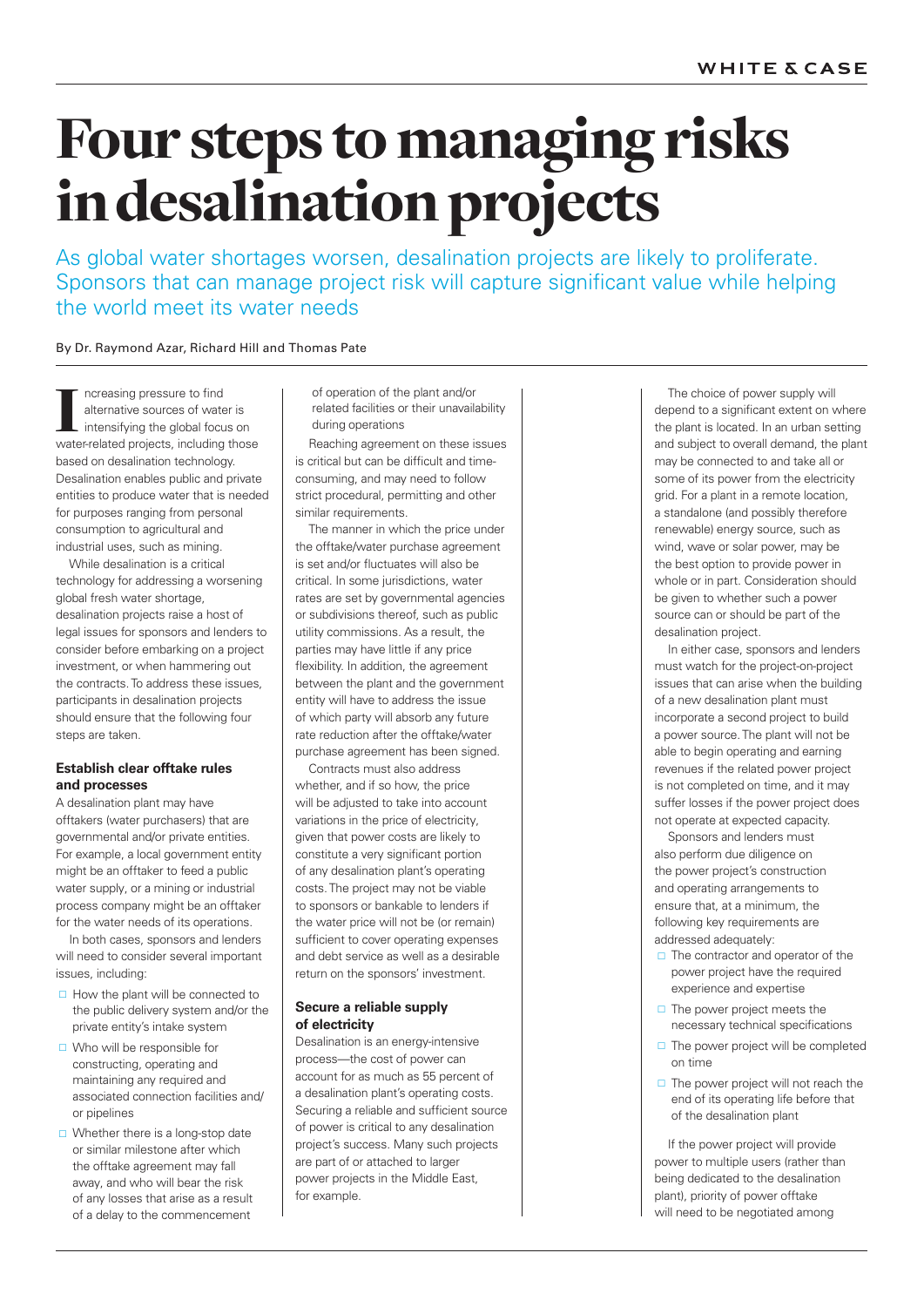# Four steps to managing risks in desalination projects

As global water shortages worsen, desalination projects are likely to proliferate. Sponsors that can manage project risk will capture significant value while helping the world meet its water needs

By Dr. Raymond Azar, Richard Hill and Thomas Pate

Increasing pressure to find alternative sources of water is intensifying the global focus on water-related projects, including those based on desalination technology. Desalination enables public and private entities to produce water that is needed for purposes ranging from personal consumption to agricultural and industrial uses, such as mining.

While desalination is a critical technology for addressing a worsening global fresh water shortage, desalination projects raise a host of legal issues for sponsors and lenders to consider before embarking on a project investment, or when hammering out the contracts. To address these issues, participants in desalination projects should ensure that the following four steps are taken.

### Establish clear offtake rules and processes

A desalination plant may have offtakers (water purchasers) that are governmental and/or private entities. For example, a local government entity might be an offtaker to feed a public water supply, or a mining or industrial process company might be an offtaker for the water needs of its operations.

In both cases, sponsors and lenders will need to consider several important issues, including:

- How the plant will be connected to the public delivery system and/or the private entity's intake system
- Who will be responsible for constructing, operating and maintaining any required and associated connection facilities and/or pipelines
- Whether there is a long-stop date or similar milestone after which the offtake agreement may fall away, and who will bear the risk of any losses that arise as a result of a delay to the commencement of operation of the plant and/or related facilities or their unavailability during operations

Reaching agreement on these issues is critical but can be difficult and time-consuming, and may need to follow strict procedural, permitting and other similar requirements.

The manner in which the price under the offtake/water purchase agreement is set and/or fluctuates will also be critical. In some jurisdictions, water rates are set by governmental agencies or subdivisions thereof, such as public utility commissions. As a result, the parties may have little if any price flexibility. In addition, the agreement between the plant and the government entity will have to address the issue of which party will absorb any future rate reduction after the offtake/water purchase agreement has been signed.

Contracts must also address whether, and if so how, the price will be adjusted to take into account variations in the price of electricity, given that power costs are likely to constitute a very significant portion of any desalination plant's operating costs. The project may not be viable to sponsors or bankable to lenders if the water price will not be (or remain) sufficient to cover operating expenses and debt service as well as a desirable return on the sponsors' investment.

### Secure a reliable supply of electricity

Desalination is an energy-intensive process—the cost of power can account for as much as 55 percent of a desalination plant's operating costs. Securing a reliable and sufficient source of power is critical to any desalination project's success. Many such projects are part of or attached to larger power projects in the Middle East, for example.

The choice of power supply will depend to a significant extent on where the plant is located. In an urban setting and subject to overall demand, the plant may be connected to and take all or some of its power from the electricity grid. For a plant in a remote location, a standalone (and possibly therefore renewable) energy source, such as wind, wave or solar power, may be the best option to provide power in whole or in part. Consideration should be given to whether such a power source can or should be part of the desalination project.

In either case, sponsors and lenders must watch for the project-on-project issues that can arise when the building of a new desalination plant must incorporate a second project to build a power source. The plant will not be able to begin operating and earning revenues if the related power project is not completed on time, and it may suffer losses if the power project does not operate at expected capacity.

Sponsors and lenders must also perform due diligence on the power project's construction and operating arrangements to ensure that, at a minimum, the following key requirements are addressed adequately:

- The contractor and operator of the power project have the required experience and expertise
- The power project meets the necessary technical specifications
- The power project will be completed on time
- The power project will not reach the end of its operating life before that of the desalination plant

If the power project will provide power to multiple users (rather than being dedicated to the desalination plant), priority of power offtake will need to be negotiated among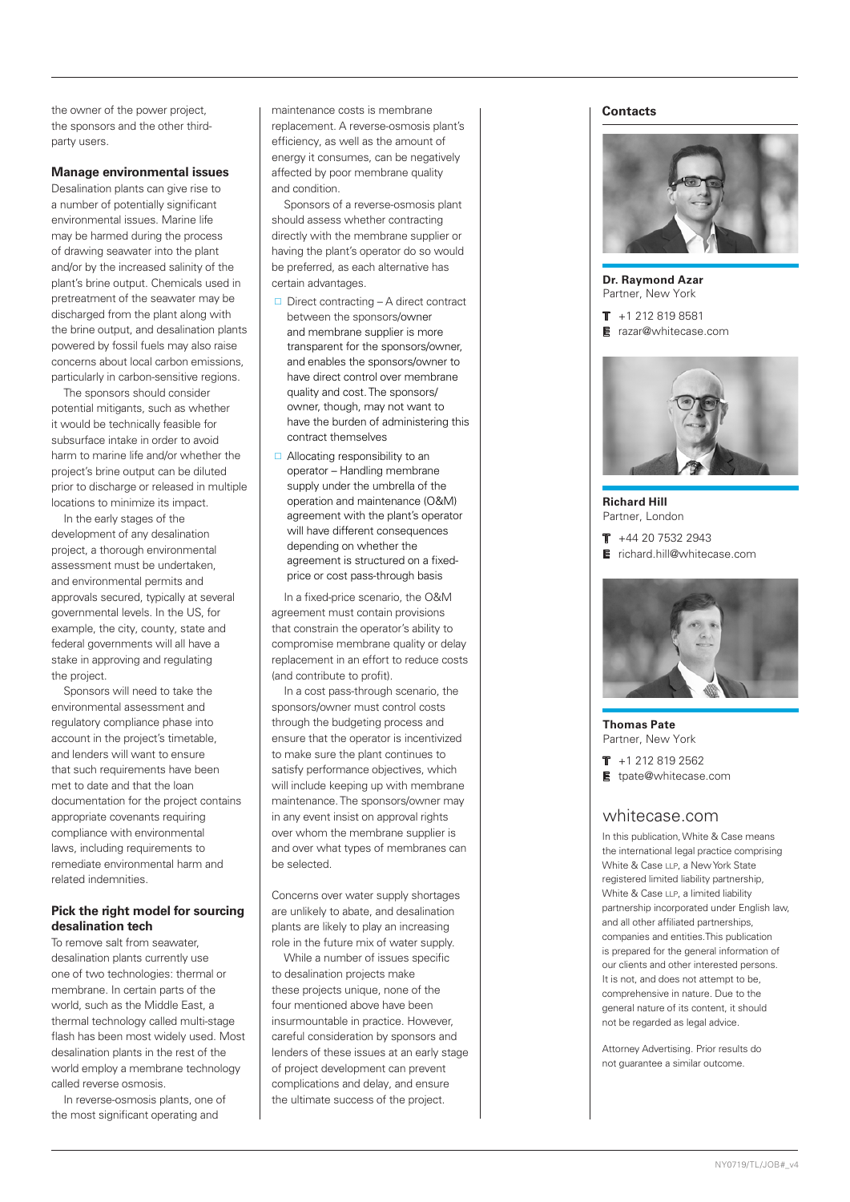the owner of the power project, the sponsors and the other third-party users.

### Manage environmental issues

Desalination plants can give rise to a number of potentially significant environmental issues. Marine life may be harmed during the process of drawing seawater into the plant and/or by the increased salinity of the plant's brine output. Chemicals used in pretreatment of the seawater may be discharged from the plant along with the brine output, and desalination plants powered by fossil fuels may also raise concerns about local carbon emissions, particularly in carbon-sensitive regions.

The sponsors should consider potential mitigants, such as whether it would be technically feasible for subsurface intake in order to avoid harm to marine life and/or whether the project's brine output can be diluted prior to discharge or released in multiple locations to minimize its impact.

In the early stages of the development of any desalination project, a thorough environmental assessment must be undertaken, and environmental permits and approvals secured, typically at several governmental levels. In the US, for example, the city, county, state and federal governments will all have a stake in approving and regulating the project.

Sponsors will need to take the environmental assessment and regulatory compliance phase into account in the project's timetable, and lenders will want to ensure that such requirements have been met to date and that the loan documentation for the project contains appropriate covenants requiring compliance with environmental laws, including requirements to remediate environmental harm and related indemnities.

### Pick the right model for sourcing desalination tech

To remove salt from seawater, desalination plants currently use one of two technologies: thermal or membrane. In certain parts of the world, such as the Middle East, a thermal technology called multi-stage flash has been most widely used. Most desalination plants in the rest of the world employ a membrane technology called reverse osmosis.

In reverse-osmosis plants, one of the most significant operating and maintenance costs is membrane replacement. A reverse-osmosis plant's efficiency, as well as the amount of energy it consumes, can be negatively affected by poor membrane quality and condition.

Sponsors of a reverse-osmosis plant should assess whether contracting directly with the membrane supplier or having the plant's operator do so would be preferred, as each alternative has certain advantages.

- Direct contracting – A direct contract between the sponsors/owner and membrane supplier is more transparent for the sponsors/owner, and enables the sponsors/owner to have direct control over membrane quality and cost. The sponsors/owner, though, may not want to have the burden of administering this contract themselves
- Allocating responsibility to an operator – Handling membrane supply under the umbrella of the operation and maintenance (O&M) agreement with the plant's operator will have different consequences depending on whether the agreement is structured on a fixed-price or cost pass-through basis

In a fixed-price scenario, the O&M agreement must contain provisions that constrain the operator's ability to compromise membrane quality or delay replacement in an effort to reduce costs (and contribute to profit).

In a cost pass-through scenario, the sponsors/owner must control costs through the budgeting process and ensure that the operator is incentivized to make sure the plant continues to satisfy performance objectives, which will include keeping up with membrane maintenance. The sponsors/owner may in any event insist on approval rights over whom the membrane supplier is and over what types of membranes can be selected.

Concerns over water supply shortages are unlikely to abate, and desalination plants are likely to play an increasing role in the future mix of water supply.

While a number of issues specific to desalination projects make these projects unique, none of the four mentioned above have been insurmountable in practice. However, careful consideration by sponsors and lenders of these issues at an early stage of project development can prevent complications and delay, and ensure the ultimate success of the project.

### Contacts

**Dr. Raymond Azar**
Partner, New York

T +1 212 819 8581
E razar@whitecase.com

**Richard Hill**
Partner, London

T +44 20 7532 2943
E richard.hill@whitecase.com

**Thomas Pate**
Partner, New York

T +1 212 819 2562
E tpate@whitecase.com

whitecase.com

In this publication, White & Case means the international legal practice comprising White & Case LLP, a New York State registered limited liability partnership, White & Case LLP, a limited liability partnership incorporated under English law, and all other affiliated partnerships, companies and entities. This publication is prepared for the general information of our clients and other interested persons. It is not, and does not attempt to be, comprehensive in nature. Due to the general nature of its content, it should not be regarded as legal advice.

Attorney Advertising. Prior results do not guarantee a similar outcome.

NY0719/TL/JOB#_v4